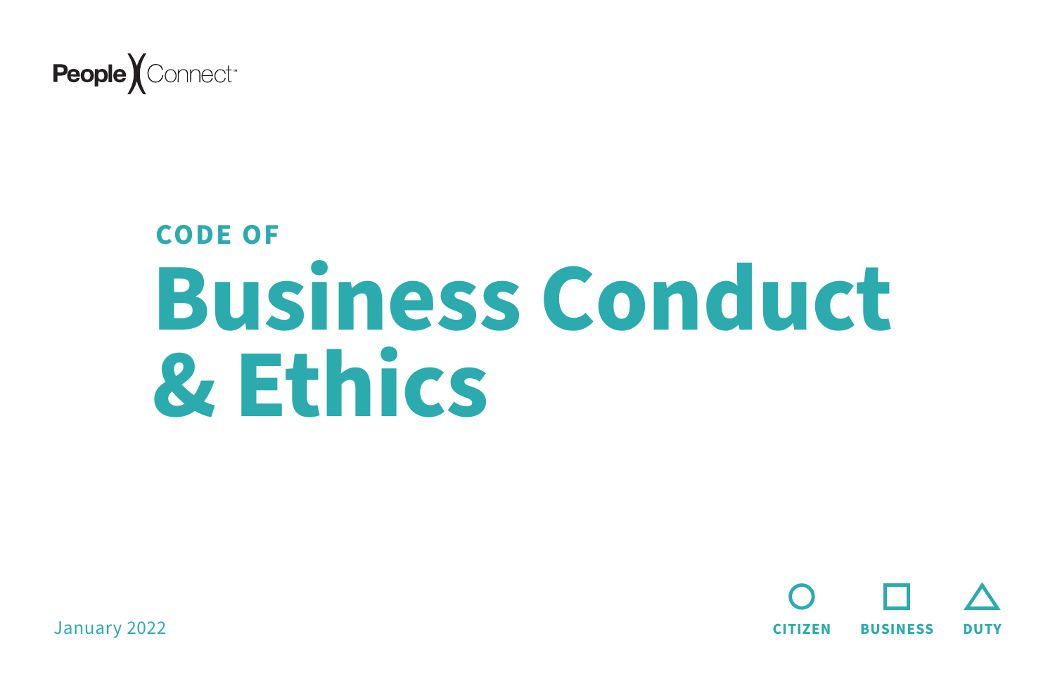People Connect

CODE OF

# Business Conduct & Ethics

January 2022

CITIZEN BUSINESS DUTY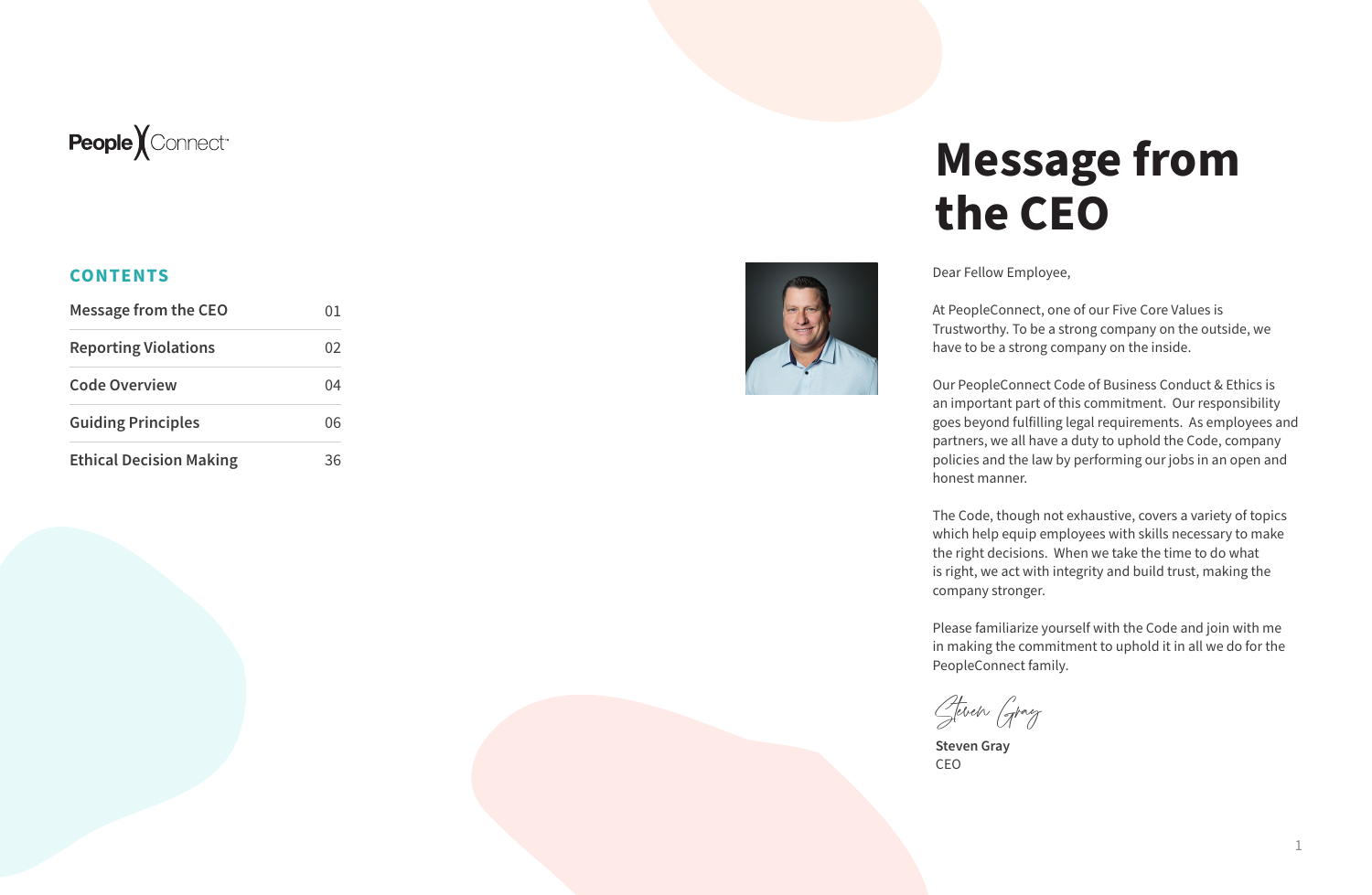People Connect

**CONTENTS**

| Section | Page |
| --- | --- |
| Message from the CEO | 01 |
| Reporting Violations | 02 |
| Code Overview | 04 |
| Guiding Principles | 06 |
| Ethical Decision Making | 36 |

# Message from the CEO

Dear Fellow Employee,

At PeopleConnect, one of our Five Core Values is Trustworthy. To be a strong company on the outside, we have to be a strong company on the inside.

Our PeopleConnect Code of Business Conduct & Ethics is an important part of this commitment. Our responsibility goes beyond fulfilling legal requirements. As employees and partners, we all have a duty to uphold the Code, company policies and the law by performing our jobs in an open and honest manner.

The Code, though not exhaustive, covers a variety of topics which help equip employees with skills necessary to make the right decisions. When we take the time to do what is right, we act with integrity and build trust, making the company stronger.

Please familiarize yourself with the Code and join with me in making the commitment to uphold it in all we do for the PeopleConnect family.

*Steven Gray*

**Steven Gray**
CEO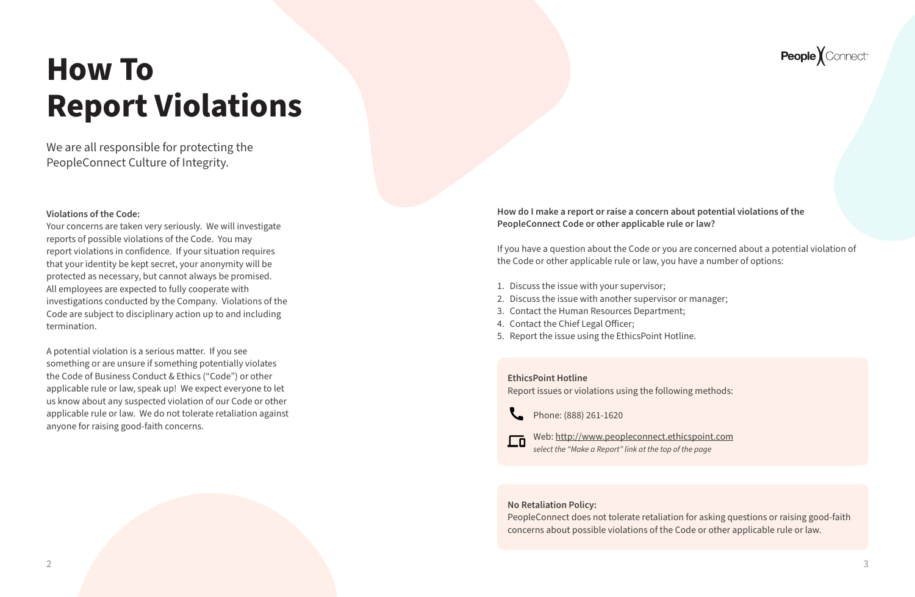# How To Report Violations

We are all responsible for protecting the PeopleConnect Culture of Integrity.

**Violations of the Code:**
Your concerns are taken very seriously. We will investigate reports of possible violations of the Code. You may report violations in confidence. If your situation requires that your identity be kept secret, your anonymity will be protected as necessary, but cannot always be promised. All employees are expected to fully cooperate with investigations conducted by the Company. Violations of the Code are subject to disciplinary action up to and including termination.

A potential violation is a serious matter. If you see something or are unsure if something potentially violates the Code of Business Conduct & Ethics (“Code”) or other applicable rule or law, speak up! We expect everyone to let us know about any suspected violation of our Code or other applicable rule or law. We do not tolerate retaliation against anyone for raising good-faith concerns.

**How do I make a report or raise a concern about potential violations of the PeopleConnect Code or other applicable rule or law?**

If you have a question about the Code or you are concerned about a potential violation of the Code or other applicable rule or law, you have a number of options:

1. Discuss the issue with your supervisor;
2. Discuss the issue with another supervisor or manager;
3. Contact the Human Resources Department;
4. Contact the Chief Legal Officer;
5. Report the issue using the EthicsPoint Hotline.

**EthicsPoint Hotline**
Report issues or violations using the following methods:

Phone: (888) 261-1620

Web: http://www.peopleconnect.ethicspoint.com
*select the “Make a Report” link at the top of the page*

**No Retaliation Policy:**
PeopleConnect does not tolerate retaliation for asking questions or raising good-faith concerns about possible violations of the Code or other applicable rule or law.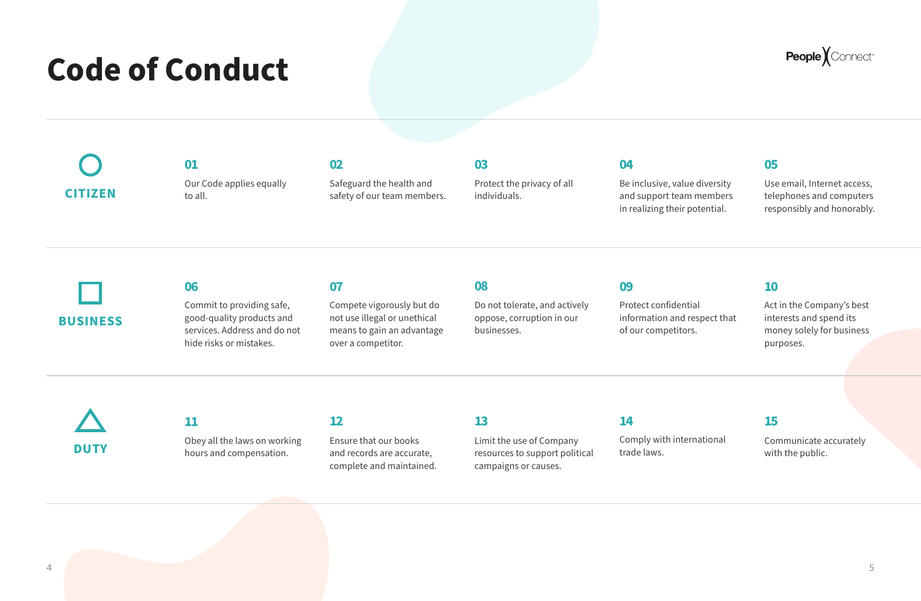# Code of Conduct

## CITIZEN

**01**
Our Code applies equally to all.

**02**
Safeguard the health and safety of our team members.

**03**
Protect the privacy of all individuals.

**04**
Be inclusive, value diversity and support team members in realizing their potential.

**05**
Use email, Internet access, telephones and computers responsibly and honorably.

## BUSINESS

**06**
Commit to providing safe, good-quality products and services. Address and do not hide risks or mistakes.

**07**
Compete vigorously but do not use illegal or unethical means to gain an advantage over a competitor.

**08**
Do not tolerate, and actively oppose, corruption in our businesses.

**09**
Protect confidential information and respect that of our competitors.

**10**
Act in the Company's best interests and spend its money solely for business purposes.

## DUTY

**11**
Obey all the laws on working hours and compensation.

**12**
Ensure that our books and records are accurate, complete and maintained.

**13**
Limit the use of Company resources to support political campaigns or causes.

**14**
Comply with international trade laws.

**15**
Communicate accurately with the public.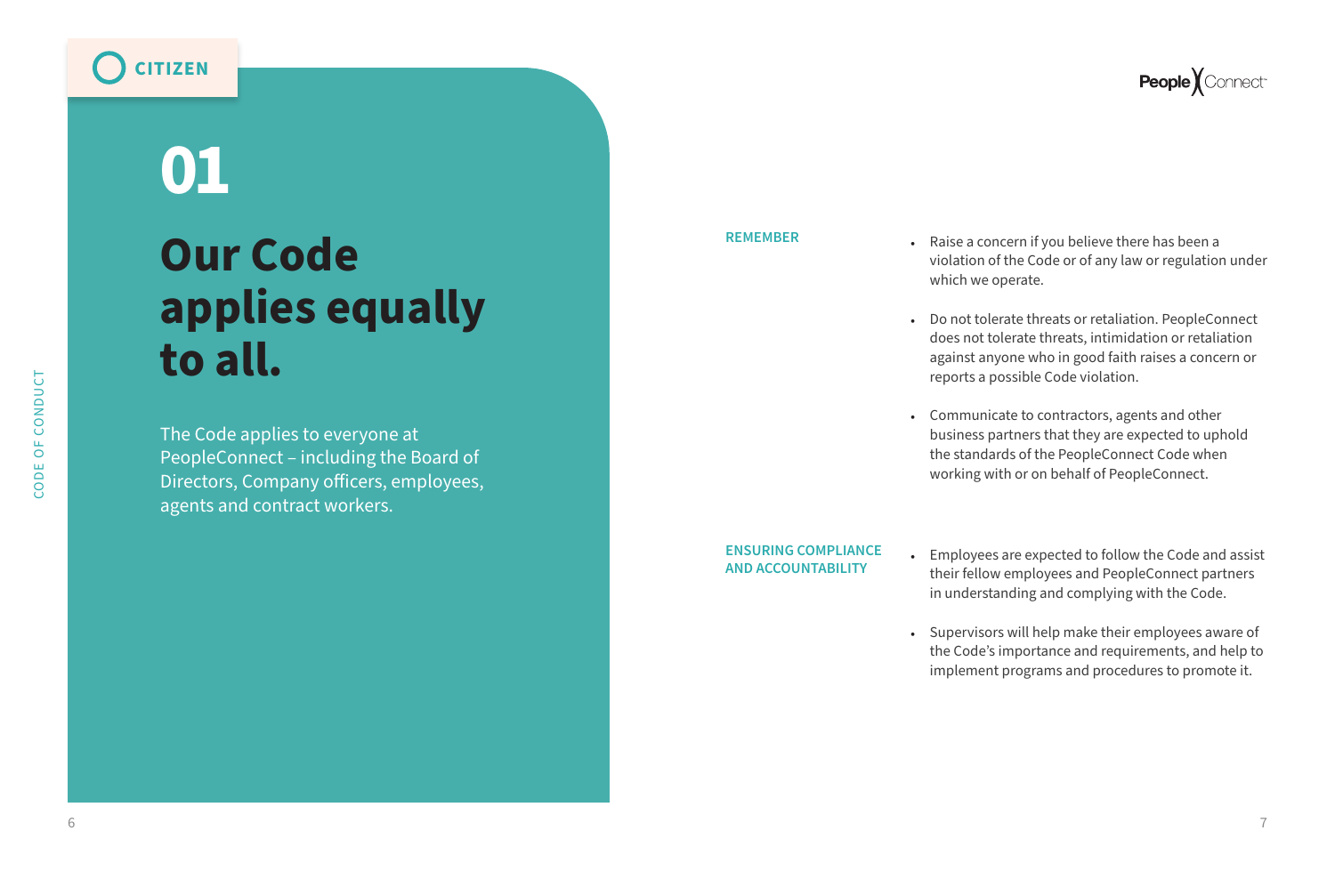CITIZEN

# 01

# Our Code applies equally to all.

The Code applies to everyone at PeopleConnect – including the Board of Directors, Company officers, employees, agents and contract workers.

**REMEMBER**

- Raise a concern if you believe there has been a violation of the Code or of any law or regulation under which we operate.
- Do not tolerate threats or retaliation. PeopleConnect does not tolerate threats, intimidation or retaliation against anyone who in good faith raises a concern or reports a possible Code violation.
- Communicate to contractors, agents and other business partners that they are expected to uphold the standards of the PeopleConnect Code when working with or on behalf of PeopleConnect.

**ENSURING COMPLIANCE AND ACCOUNTABILITY**

- Employees are expected to follow the Code and assist their fellow employees and PeopleConnect partners in understanding and complying with the Code.
- Supervisors will help make their employees aware of the Code's importance and requirements, and help to implement programs and procedures to promote it.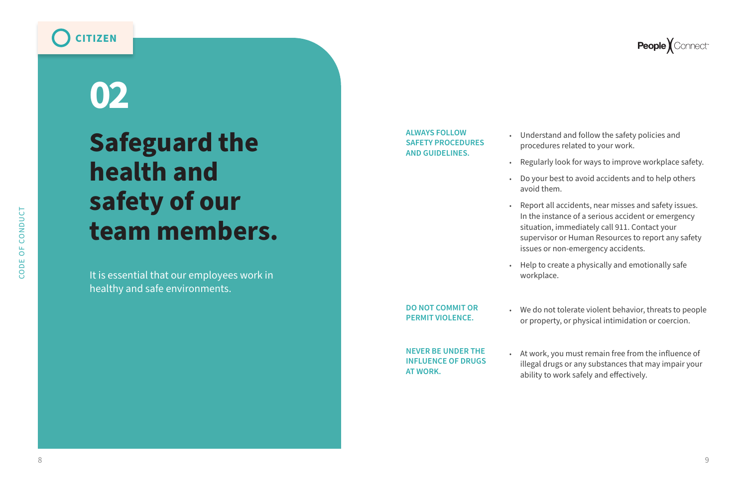CITIZEN

# 02

# Safeguard the health and safety of our team members.

It is essential that our employees work in healthy and safe environments.

**ALWAYS FOLLOW SAFETY PROCEDURES AND GUIDELINES.**

- Understand and follow the safety policies and procedures related to your work.
- Regularly look for ways to improve workplace safety.
- Do your best to avoid accidents and to help others avoid them.
- Report all accidents, near misses and safety issues. In the instance of a serious accident or emergency situation, immediately call 911. Contact your supervisor or Human Resources to report any safety issues or non-emergency accidents.
- Help to create a physically and emotionally safe workplace.

**DO NOT COMMIT OR PERMIT VIOLENCE.**

- We do not tolerate violent behavior, threats to people or property, or physical intimidation or coercion.

**NEVER BE UNDER THE INFLUENCE OF DRUGS AT WORK.**

- At work, you must remain free from the influence of illegal drugs or any substances that may impair your ability to work safely and effectively.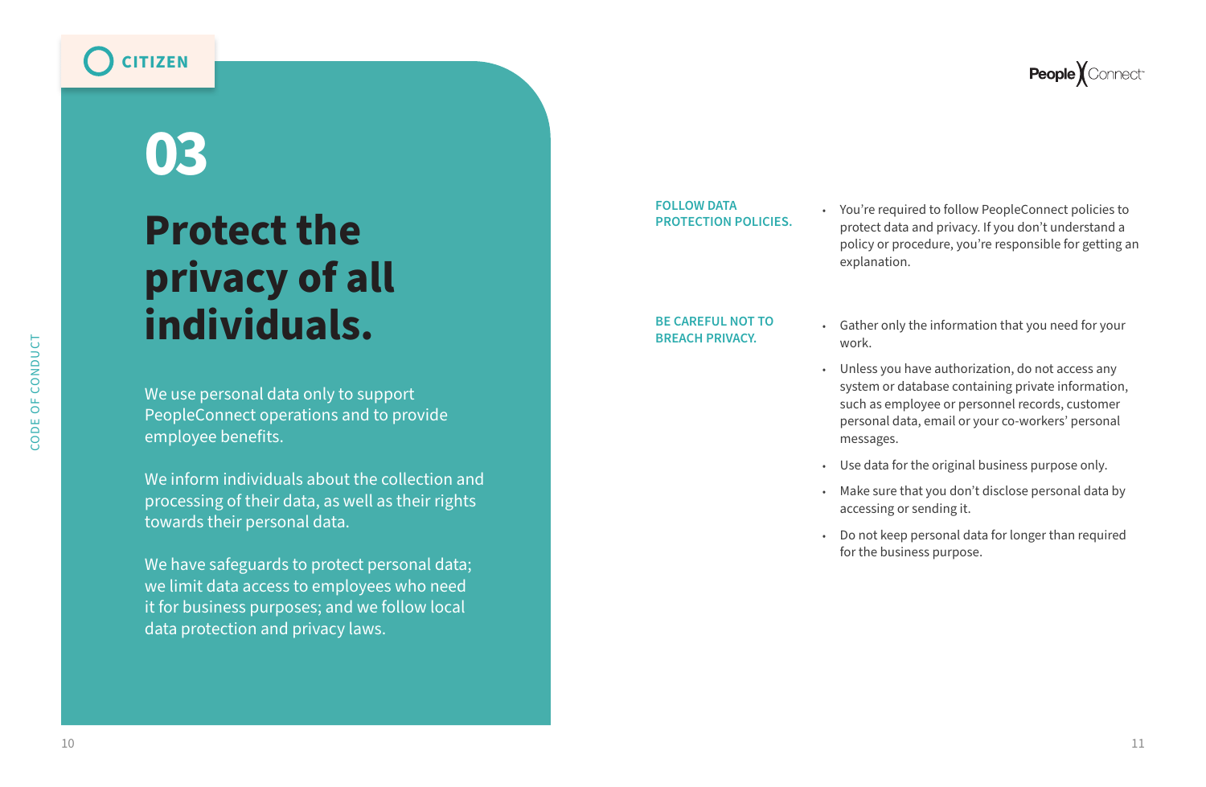CITIZEN

# 03

# Protect the privacy of all individuals.

We use personal data only to support PeopleConnect operations and to provide employee benefits.

We inform individuals about the collection and processing of their data, as well as their rights towards their personal data.

We have safeguards to protect personal data; we limit data access to employees who need it for business purposes; and we follow local data protection and privacy laws.

**FOLLOW DATA PROTECTION POLICIES.**

- You're required to follow PeopleConnect policies to protect data and privacy. If you don't understand a policy or procedure, you're responsible for getting an explanation.

**BE CAREFUL NOT TO BREACH PRIVACY.**

- Gather only the information that you need for your work.
- Unless you have authorization, do not access any system or database containing private information, such as employee or personnel records, customer personal data, email or your co-workers' personal messages.
- Use data for the original business purpose only.
- Make sure that you don't disclose personal data by accessing or sending it.
- Do not keep personal data for longer than required for the business purpose.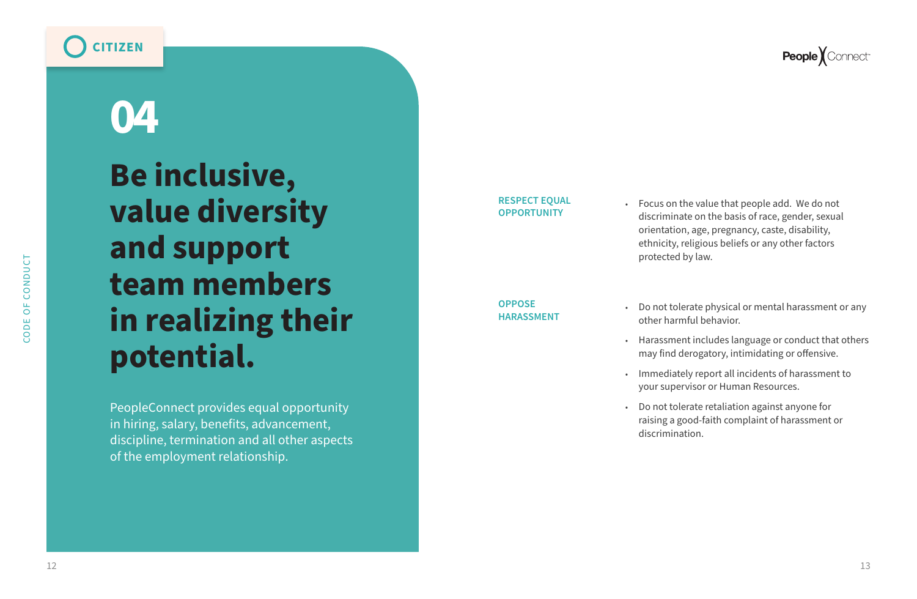CITIZEN

# 04

# Be inclusive, value diversity and support team members in realizing their potential.

PeopleConnect provides equal opportunity in hiring, salary, benefits, advancement, discipline, termination and all other aspects of the employment relationship.

### RESPECT EQUAL OPPORTUNITY

- Focus on the value that people add. We do not discriminate on the basis of race, gender, sexual orientation, age, pregnancy, caste, disability, ethnicity, religious beliefs or any other factors protected by law.

### OPPOSE HARASSMENT

- Do not tolerate physical or mental harassment or any other harmful behavior.
- Harassment includes language or conduct that others may find derogatory, intimidating or offensive.
- Immediately report all incidents of harassment to your supervisor or Human Resources.
- Do not tolerate retaliation against anyone for raising a good-faith complaint of harassment or discrimination.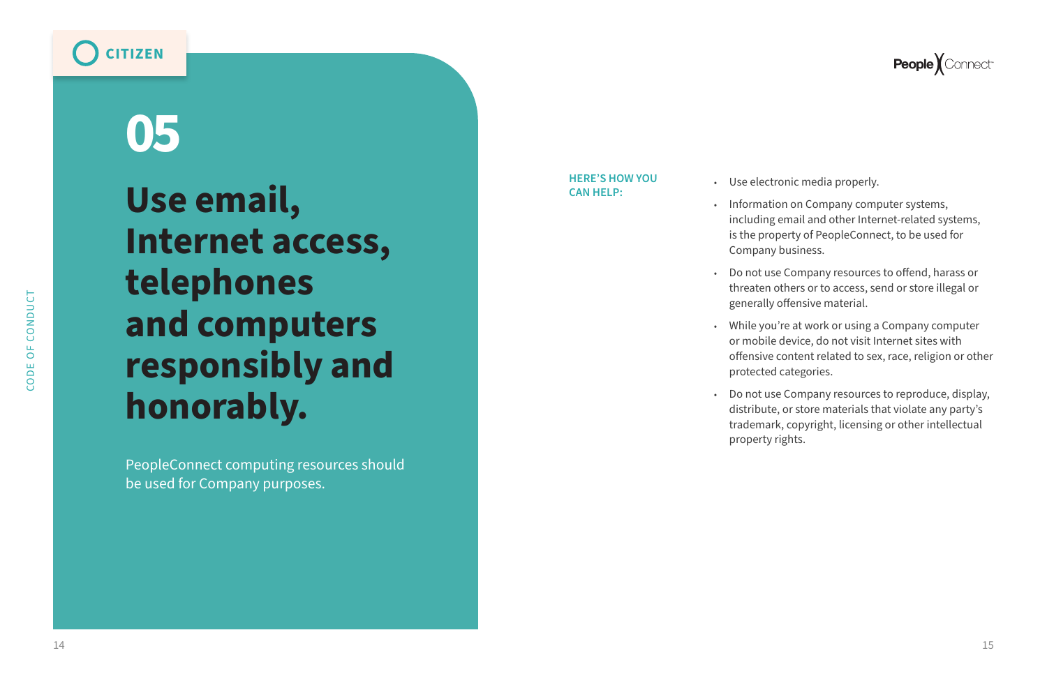CITIZEN

# 05

## Use email, Internet access, telephones and computers responsibly and honorably.

PeopleConnect computing resources should be used for Company purposes.

**HERE'S HOW YOU CAN HELP:**

- Use electronic media properly.
- Information on Company computer systems, including email and other Internet-related systems, is the property of PeopleConnect, to be used for Company business.
- Do not use Company resources to offend, harass or threaten others or to access, send or store illegal or generally offensive material.
- While you're at work or using a Company computer or mobile device, do not visit Internet sites with offensive content related to sex, race, religion or other protected categories.
- Do not use Company resources to reproduce, display, distribute, or store materials that violate any party's trademark, copyright, licensing or other intellectual property rights.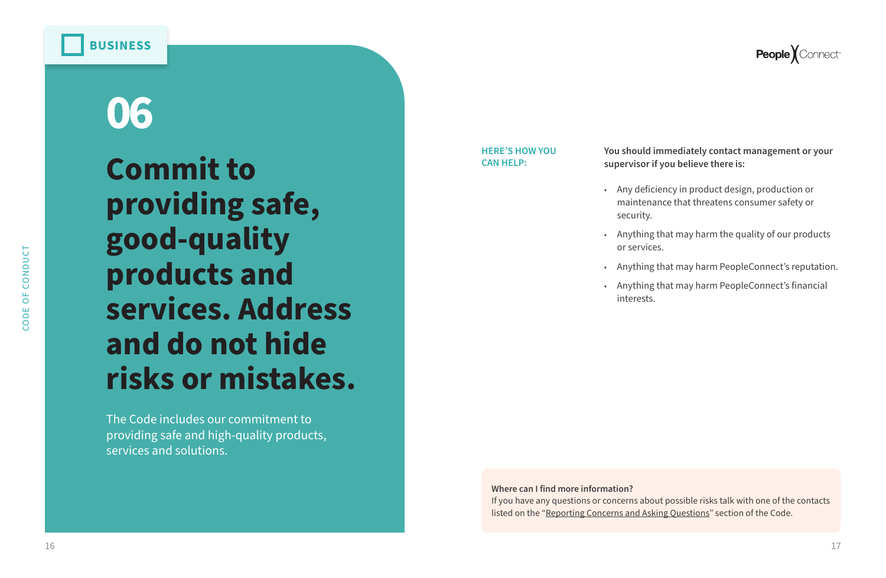BUSINESS

# 06

## Commit to providing safe, good-quality products and services. Address and do not hide risks or mistakes.

The Code includes our commitment to providing safe and high-quality products, services and solutions.

**HERE'S HOW YOU CAN HELP:**

**You should immediately contact management or your supervisor if you believe there is:**

- Any deficiency in product design, production or maintenance that threatens consumer safety or security.
- Anything that may harm the quality of our products or services.
- Anything that may harm PeopleConnect's reputation.
- Anything that may harm PeopleConnect's financial interests.

**Where can I find more information?**
If you have any questions or concerns about possible risks talk with one of the contacts listed on the "Reporting Concerns and Asking Questions" section of the Code.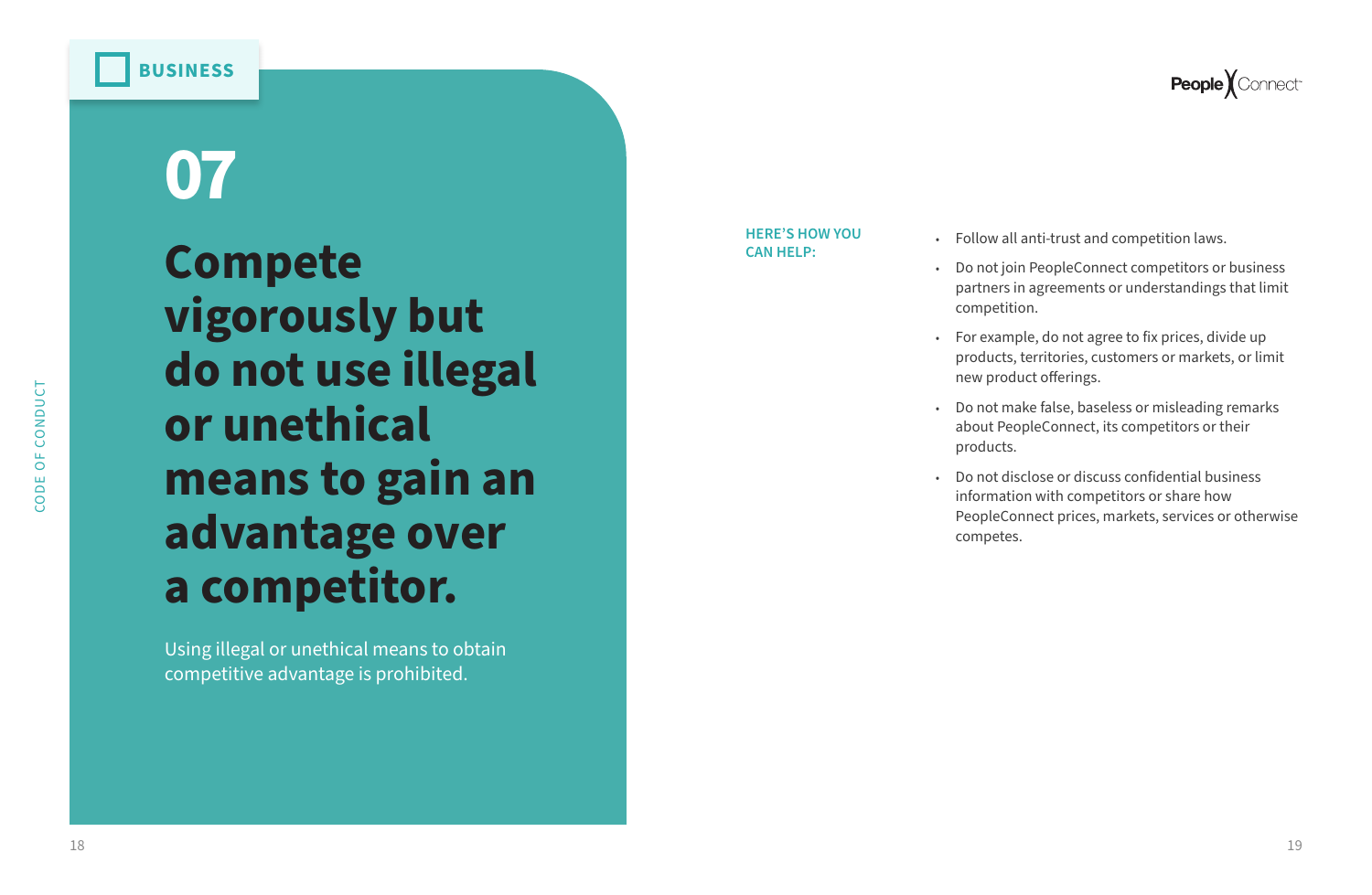BUSINESS

# 07

## Compete vigorously but do not use illegal or unethical means to gain an advantage over a competitor.

Using illegal or unethical means to obtain competitive advantage is prohibited.

**HERE'S HOW YOU CAN HELP:**

- Follow all anti-trust and competition laws.
- Do not join PeopleConnect competitors or business partners in agreements or understandings that limit competition.
- For example, do not agree to fix prices, divide up products, territories, customers or markets, or limit new product offerings.
- Do not make false, baseless or misleading remarks about PeopleConnect, its competitors or their products.
- Do not disclose or discuss confidential business information with competitors or share how PeopleConnect prices, markets, services or otherwise competes.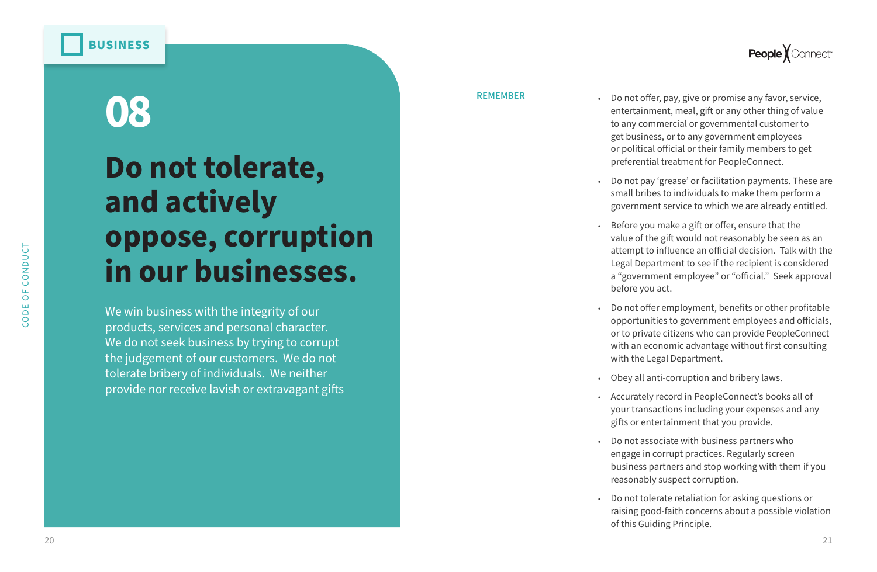BUSINESS

# 08

# Do not tolerate, and actively oppose, corruption in our businesses.

We win business with the integrity of our products, services and personal character. We do not seek business by trying to corrupt the judgement of our customers. We do not tolerate bribery of individuals. We neither provide nor receive lavish or extravagant gifts

## REMEMBER

- Do not offer, pay, give or promise any favor, service, entertainment, meal, gift or any other thing of value to any commercial or governmental customer to get business, or to any government employees or political official or their family members to get preferential treatment for PeopleConnect.
- Do not pay 'grease' or facilitation payments. These are small bribes to individuals to make them perform a government service to which we are already entitled.
- Before you make a gift or offer, ensure that the value of the gift would not reasonably be seen as an attempt to influence an official decision. Talk with the Legal Department to see if the recipient is considered a "government employee" or "official." Seek approval before you act.
- Do not offer employment, benefits or other profitable opportunities to government employees and officials, or to private citizens who can provide PeopleConnect with an economic advantage without first consulting with the Legal Department.
- Obey all anti-corruption and bribery laws.
- Accurately record in PeopleConnect's books all of your transactions including your expenses and any gifts or entertainment that you provide.
- Do not associate with business partners who engage in corrupt practices. Regularly screen business partners and stop working with them if you reasonably suspect corruption.
- Do not tolerate retaliation for asking questions or raising good-faith concerns about a possible violation of this Guiding Principle.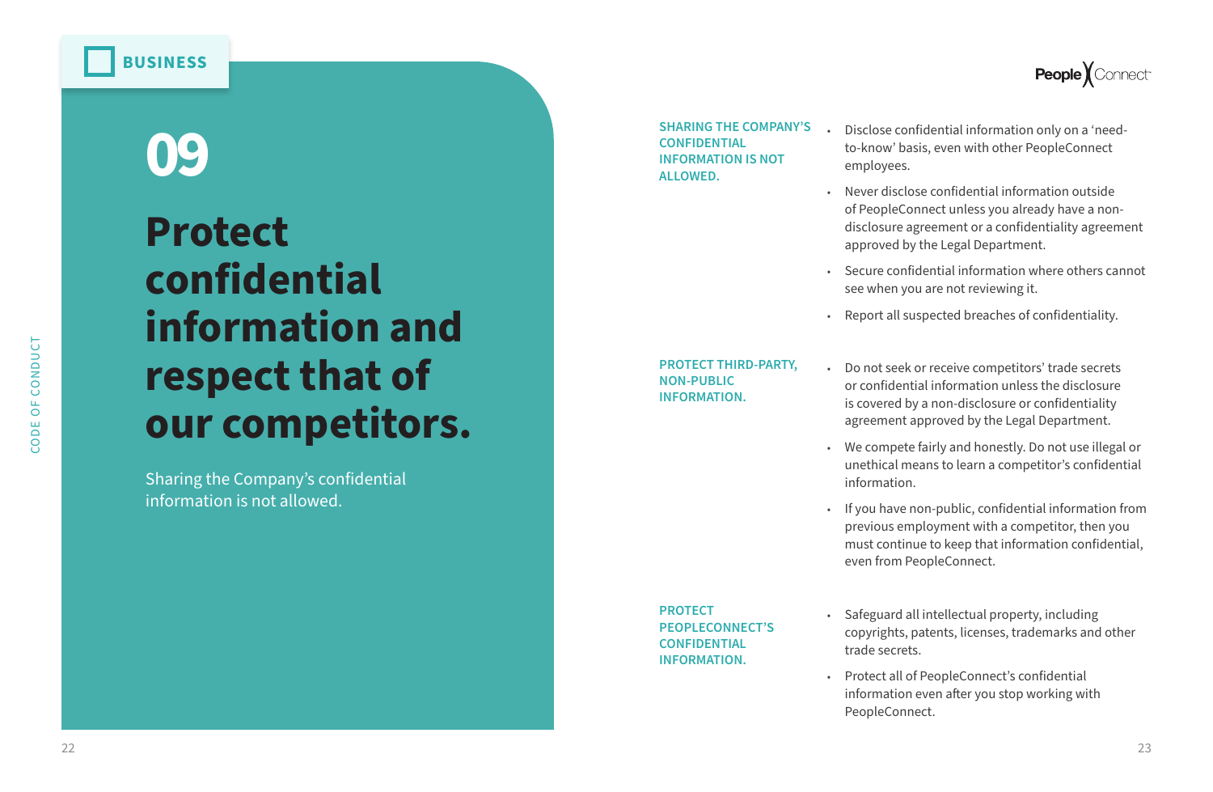BUSINESS

# 09

# Protect confidential information and respect that of our competitors.

Sharing the Company's confidential information is not allowed.

**SHARING THE COMPANY'S CONFIDENTIAL INFORMATION IS NOT ALLOWED.**

- Disclose confidential information only on a 'need-to-know' basis, even with other PeopleConnect employees.
- Never disclose confidential information outside of PeopleConnect unless you already have a non-disclosure agreement or a confidentiality agreement approved by the Legal Department.
- Secure confidential information where others cannot see when you are not reviewing it.
- Report all suspected breaches of confidentiality.

**PROTECT THIRD-PARTY, NON-PUBLIC INFORMATION.**

- Do not seek or receive competitors' trade secrets or confidential information unless the disclosure is covered by a non-disclosure or confidentiality agreement approved by the Legal Department.
- We compete fairly and honestly. Do not use illegal or unethical means to learn a competitor's confidential information.
- If you have non-public, confidential information from previous employment with a competitor, then you must continue to keep that information confidential, even from PeopleConnect.

**PROTECT PEOPLECONNECT'S CONFIDENTIAL INFORMATION.**

- Safeguard all intellectual property, including copyrights, patents, licenses, trademarks and other trade secrets.
- Protect all of PeopleConnect's confidential information even after you stop working with PeopleConnect.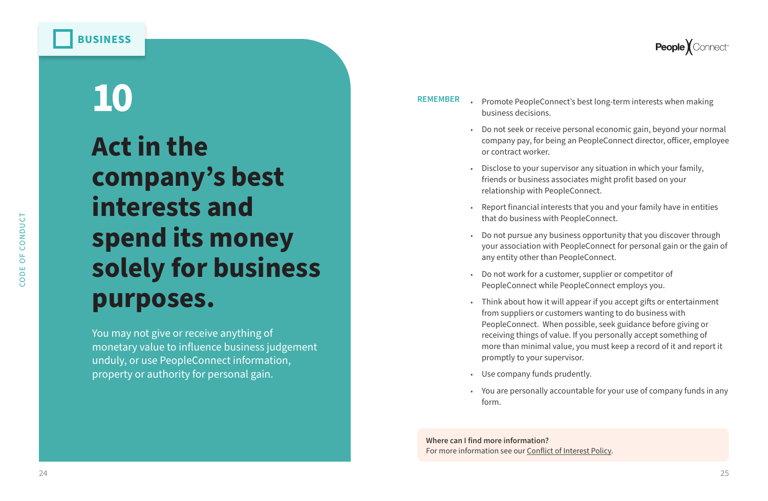BUSINESS

# 10

# Act in the company's best interests and spend its money solely for business purposes.

You may not give or receive anything of monetary value to influence business judgement unduly, or use PeopleConnect information, property or authority for personal gain.

**REMEMBER**

- Promote PeopleConnect's best long-term interests when making business decisions.
- Do not seek or receive personal economic gain, beyond your normal company pay, for being an PeopleConnect director, officer, employee or contract worker.
- Disclose to your supervisor any situation in which your family, friends or business associates might profit based on your relationship with PeopleConnect.
- Report financial interests that you and your family have in entities that do business with PeopleConnect.
- Do not pursue any business opportunity that you discover through your association with PeopleConnect for personal gain or the gain of any entity other than PeopleConnect.
- Do not work for a customer, supplier or competitor of PeopleConnect while PeopleConnect employs you.
- Think about how it will appear if you accept gifts or entertainment from suppliers or customers wanting to do business with PeopleConnect. When possible, seek guidance before giving or receiving things of value. If you personally accept something of more than minimal value, you must keep a record of it and report it promptly to your supervisor.
- Use company funds prudently.
- You are personally accountable for your use of company funds in any form.

**Where can I find more information?**
For more information see our Conflict of Interest Policy.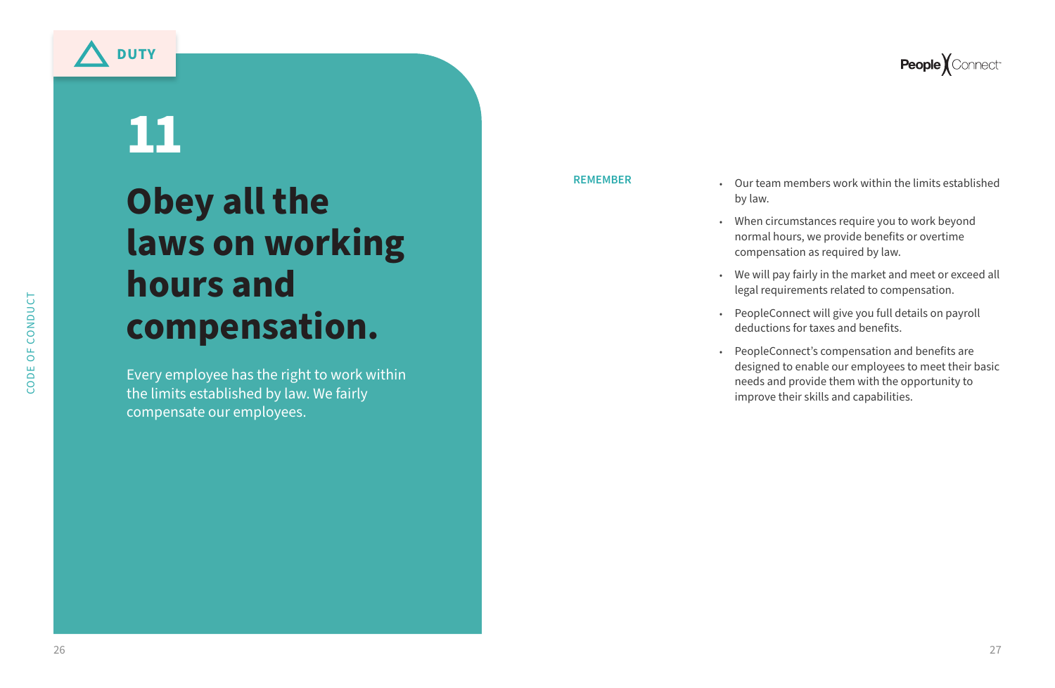DUTY

# 11

## Obey all the laws on working hours and compensation.

Every employee has the right to work within the limits established by law. We fairly compensate our employees.

**REMEMBER**

- Our team members work within the limits established by law.
- When circumstances require you to work beyond normal hours, we provide benefits or overtime compensation as required by law.
- We will pay fairly in the market and meet or exceed all legal requirements related to compensation.
- PeopleConnect will give you full details on payroll deductions for taxes and benefits.
- PeopleConnect's compensation and benefits are designed to enable our employees to meet their basic needs and provide them with the opportunity to improve their skills and capabilities.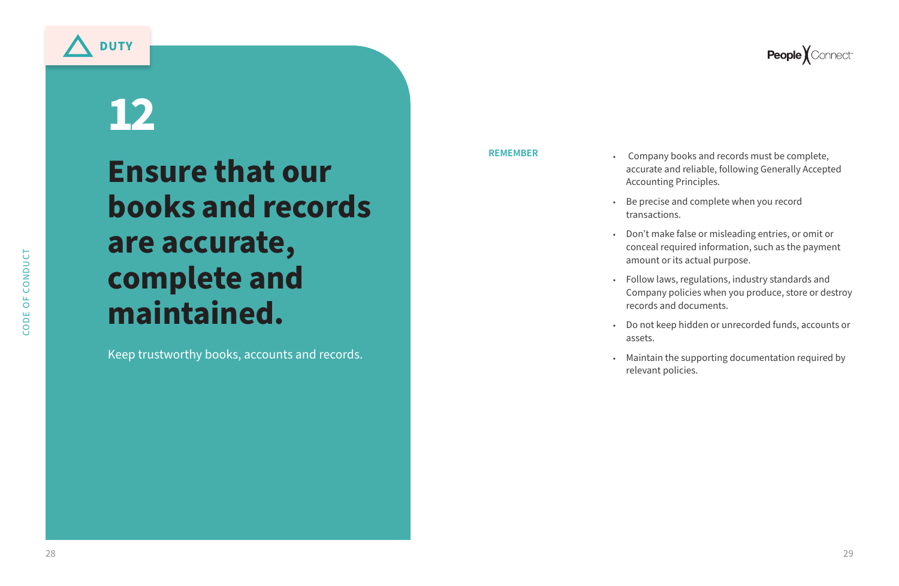DUTY

# 12

## Ensure that our books and records are accurate, complete and maintained.

Keep trustworthy books, accounts and records.

**REMEMBER**

- Company books and records must be complete, accurate and reliable, following Generally Accepted Accounting Principles.
- Be precise and complete when you record transactions.
- Don't make false or misleading entries, or omit or conceal required information, such as the payment amount or its actual purpose.
- Follow laws, regulations, industry standards and Company policies when you produce, store or destroy records and documents.
- Do not keep hidden or unrecorded funds, accounts or assets.
- Maintain the supporting documentation required by relevant policies.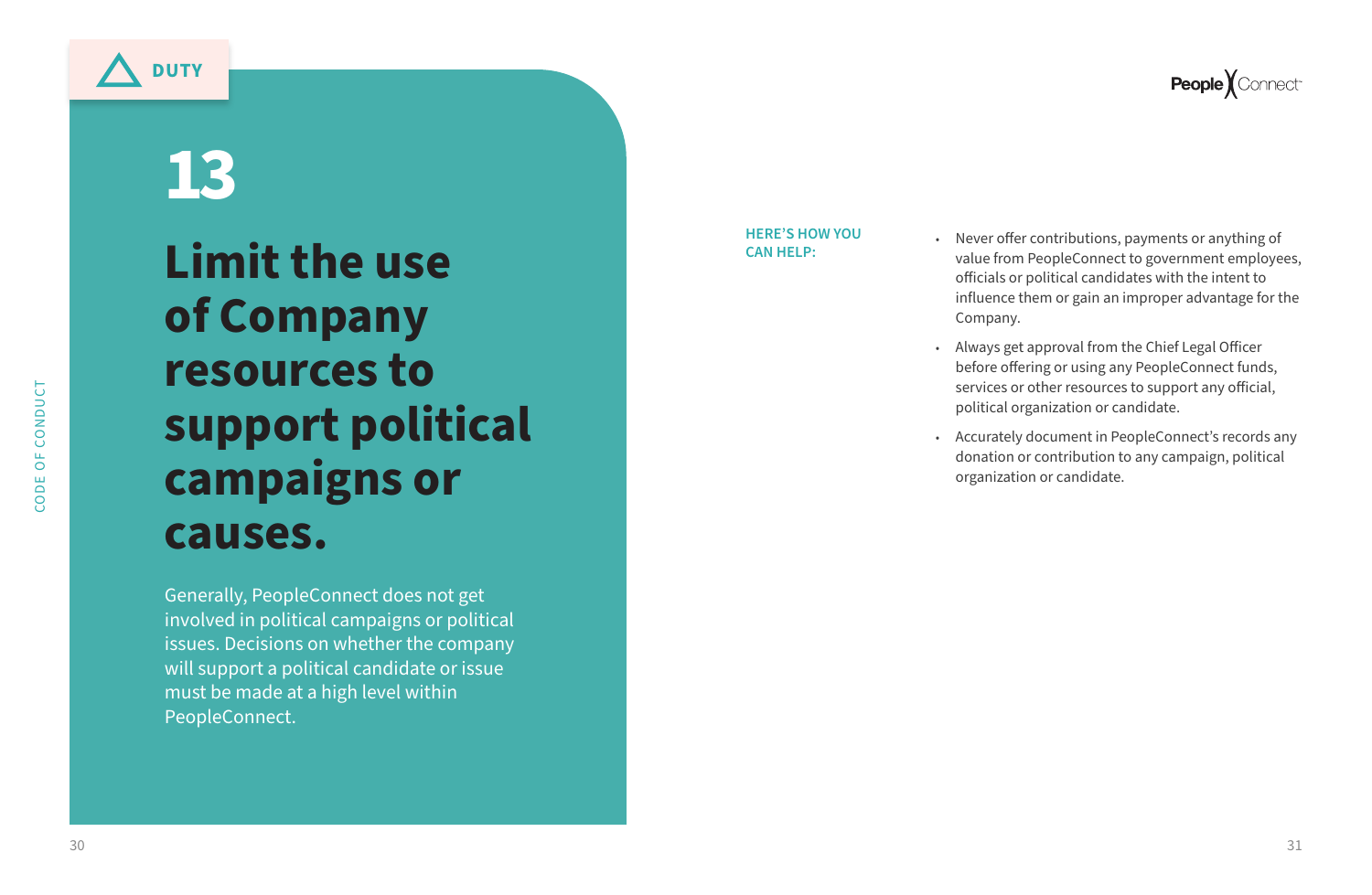DUTY

# 13

## Limit the use of Company resources to support political campaigns or causes.

Generally, PeopleConnect does not get involved in political campaigns or political issues. Decisions on whether the company will support a political candidate or issue must be made at a high level within PeopleConnect.

**HERE'S HOW YOU CAN HELP:**

- Never offer contributions, payments or anything of value from PeopleConnect to government employees, officials or political candidates with the intent to influence them or gain an improper advantage for the Company.
- Always get approval from the Chief Legal Officer before offering or using any PeopleConnect funds, services or other resources to support any official, political organization or candidate.
- Accurately document in PeopleConnect's records any donation or contribution to any campaign, political organization or candidate.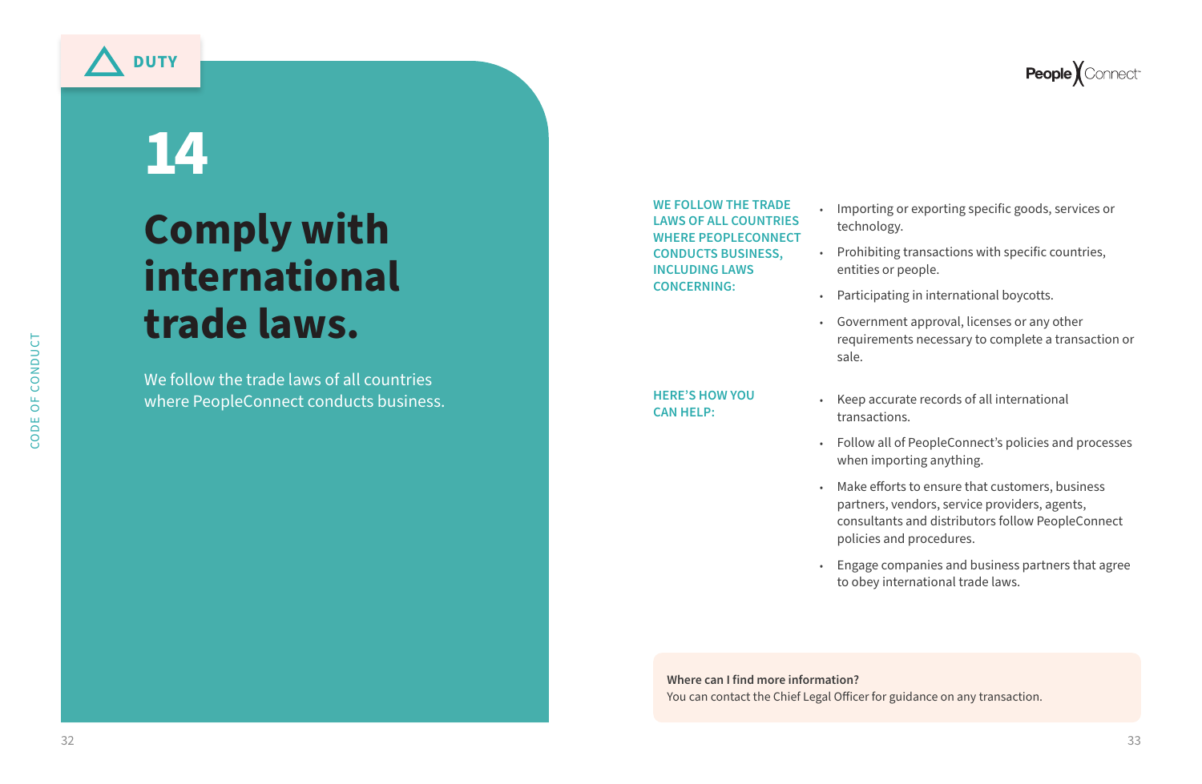DUTY

# 14

# Comply with international trade laws.

We follow the trade laws of all countries where PeopleConnect conducts business.

**WE FOLLOW THE TRADE LAWS OF ALL COUNTRIES WHERE PEOPLECONNECT CONDUCTS BUSINESS, INCLUDING LAWS CONCERNING:**

- Importing or exporting specific goods, services or technology.
- Prohibiting transactions with specific countries, entities or people.
- Participating in international boycotts.
- Government approval, licenses or any other requirements necessary to complete a transaction or sale.

**HERE'S HOW YOU CAN HELP:**

- Keep accurate records of all international transactions.
- Follow all of PeopleConnect's policies and processes when importing anything.
- Make efforts to ensure that customers, business partners, vendors, service providers, agents, consultants and distributors follow PeopleConnect policies and procedures.
- Engage companies and business partners that agree to obey international trade laws.

**Where can I find more information?**
You can contact the Chief Legal Officer for guidance on any transaction.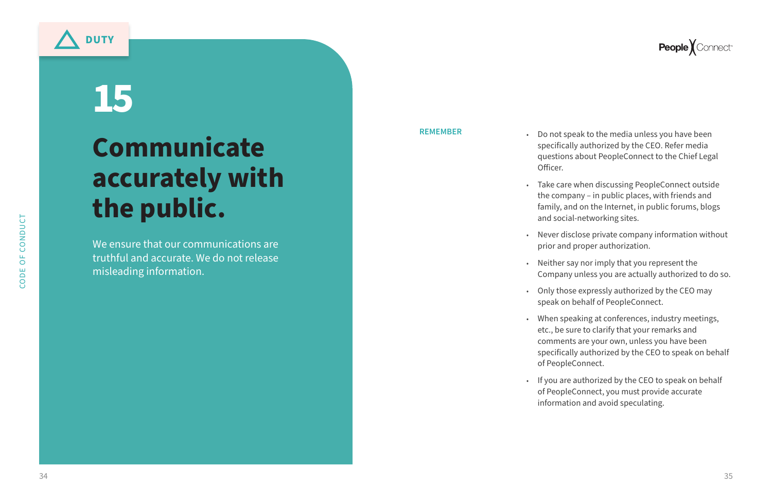DUTY

# 15

## Communicate accurately with the public.

We ensure that our communications are truthful and accurate. We do not release misleading information.

**REMEMBER**

- Do not speak to the media unless you have been specifically authorized by the CEO. Refer media questions about PeopleConnect to the Chief Legal Officer.
- Take care when discussing PeopleConnect outside the company – in public places, with friends and family, and on the Internet, in public forums, blogs and social-networking sites.
- Never disclose private company information without prior and proper authorization.
- Neither say nor imply that you represent the Company unless you are actually authorized to do so.
- Only those expressly authorized by the CEO may speak on behalf of PeopleConnect.
- When speaking at conferences, industry meetings, etc., be sure to clarify that your remarks and comments are your own, unless you have been specifically authorized by the CEO to speak on behalf of PeopleConnect.
- If you are authorized by the CEO to speak on behalf of PeopleConnect, you must provide accurate information and avoid speculating.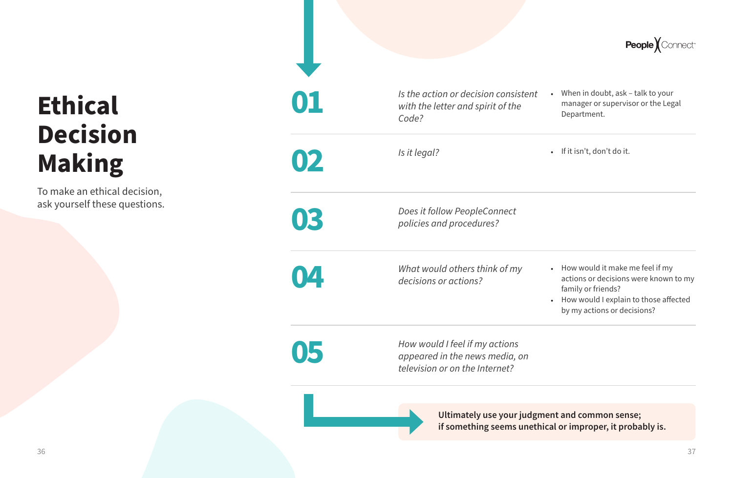# Ethical Decision Making

To make an ethical decision, ask yourself these questions.

**01** *Is the action or decision consistent with the letter and spirit of the Code?*

- When in doubt, ask – talk to your manager or supervisor or the Legal Department.

**02** *Is it legal?*

- If it isn't, don't do it.

**03** *Does it follow PeopleConnect policies and procedures?*

**04** *What would others think of my decisions or actions?*

- How would it make me feel if my actions or decisions were known to my family or friends?
- How would I explain to those affected by my actions or decisions?

**05** *How would I feel if my actions appeared in the news media, on television or on the Internet?*

**Ultimately use your judgment and common sense; if something seems unethical or improper, it probably is.**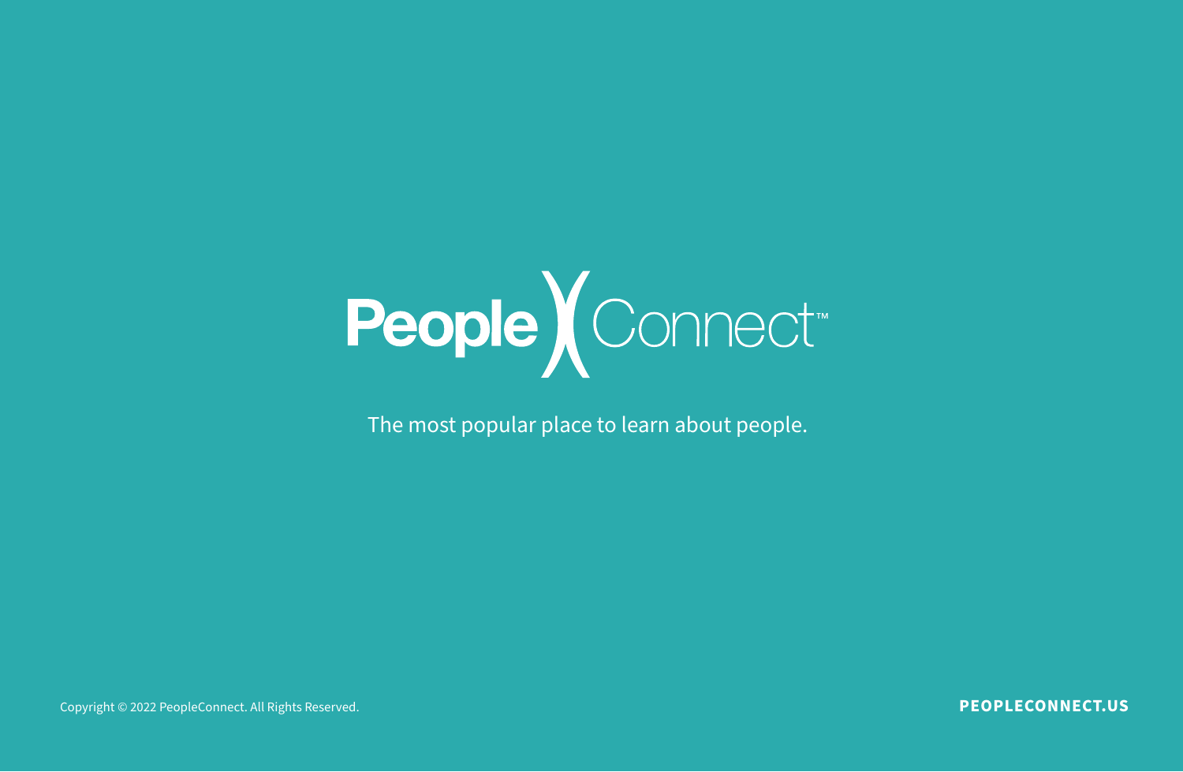PeopleConnect™

The most popular place to learn about people.

Copyright © 2022 PeopleConnect. All Rights Reserved.

**PEOPLECONNECT.US**